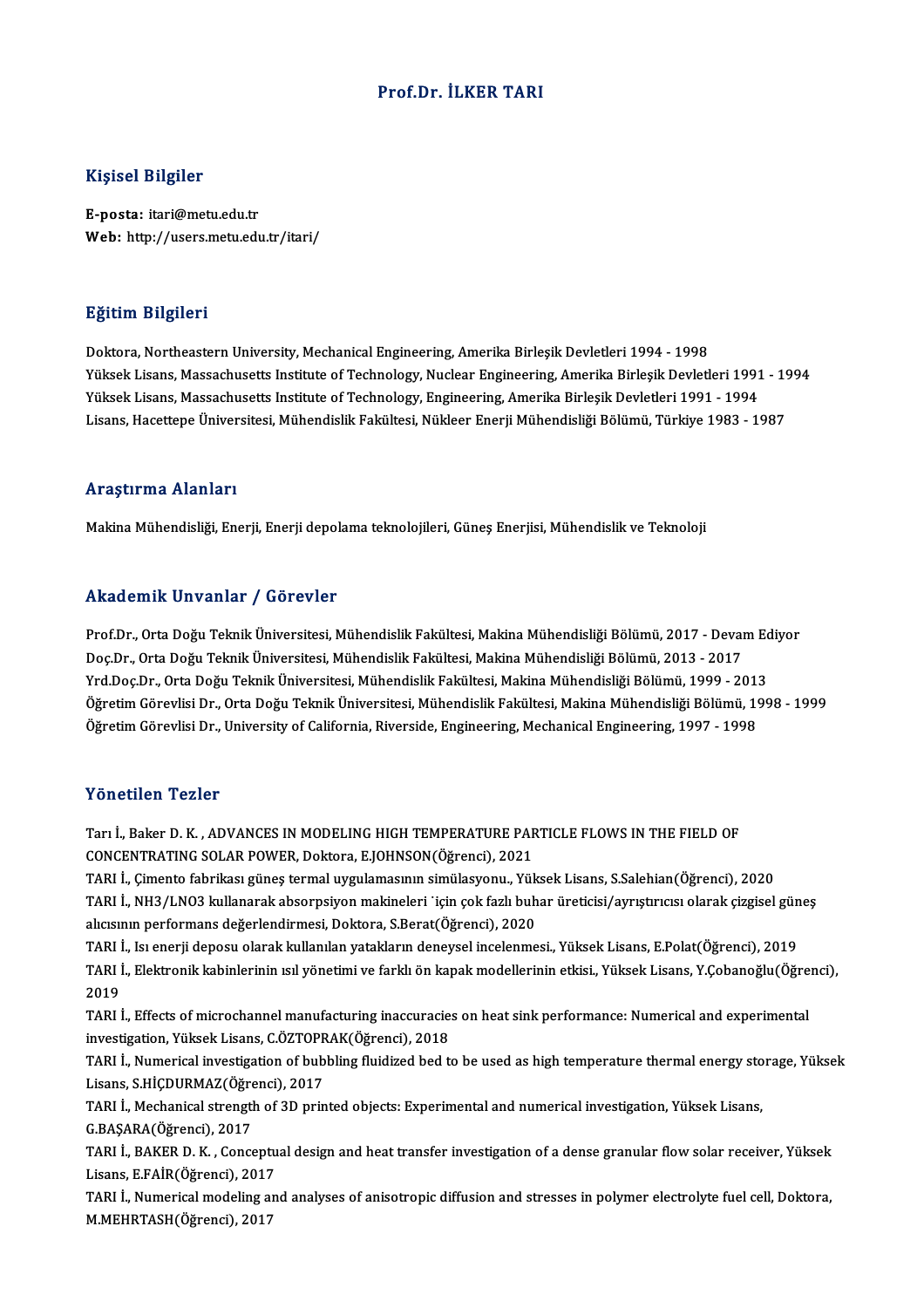# Prof.Dr. İLKER TARI

## Kişisel Bilgiler

**E-posta:** itari@metu.edu.tr
**Web:** http://users.metu.edu.tr/itari/

## Eğitim Bilgileri

Doktora, Northeastern University, Mechanical Engineering, Amerika Birleşik Devletleri 1994 - 1998
Yüksek Lisans, Massachusetts Institute of Technology, Nuclear Engineering, Amerika Birleşik Devletleri 1991 - 1994
Yüksek Lisans, Massachusetts Institute of Technology, Engineering, Amerika Birleşik Devletleri 1991 - 1994
Lisans, Hacettepe Üniversitesi, Mühendislik Fakültesi, Nükleer Enerji Mühendisliği Bölümü, Türkiye 1983 - 1987

## Araştırma Alanları

Makina Mühendisliği, Enerji, Enerji depolama teknolojileri, Güneş Enerjisi, Mühendislik ve Teknoloji

## Akademik Unvanlar / Görevler

Prof.Dr., Orta Doğu Teknik Üniversitesi, Mühendislik Fakültesi, Makina Mühendisliği Bölümü, 2017 - Devam Ediyor
Doç.Dr., Orta Doğu Teknik Üniversitesi, Mühendislik Fakültesi, Makina Mühendisliği Bölümü, 2013 - 2017
Yrd.Doç.Dr., Orta Doğu Teknik Üniversitesi, Mühendislik Fakültesi, Makina Mühendisliği Bölümü, 1999 - 2013
Öğretim Görevlisi Dr., Orta Doğu Teknik Üniversitesi, Mühendislik Fakültesi, Makina Mühendisliği Bölümü, 1998 - 1999
Öğretim Görevlisi Dr., University of California, Riverside, Engineering, Mechanical Engineering, 1997 - 1998

## Yönetilen Tezler

Tarı İ., Baker D. K. , ADVANCES IN MODELING HIGH TEMPERATURE PARTICLE FLOWS IN THE FIELD OF CONCENTRATING SOLAR POWER, Doktora, E.JOHNSON(Öğrenci), 2021

TARI İ., Çimento fabrikası güneş termal uygulamasının simülasyonu., Yüksek Lisans, S.Salehian(Öğrenci), 2020

TARI İ., NH3/LNO3 kullanarak absorpsiyon makineleri ˙için çok fazlı buhar üreticisi/ayrıştırıcısı olarak çizgisel güneş alıcısının performans değerlendirmesi, Doktora, S.Berat(Öğrenci), 2020

TARI İ., Isı enerji deposu olarak kullanılan yatakların deneysel incelenmesi., Yüksek Lisans, E.Polat(Öğrenci), 2019

TARI İ., Elektronik kabinlerinin ısıl yönetimi ve farklı ön kapak modellerinin etkisi., Yüksek Lisans, Y.Çobanoğlu(Öğrenci), 2019

TARI İ., Effects of microchannel manufacturing inaccuracies on heat sink performance: Numerical and experimental investigation, Yüksek Lisans, C.ÖZTOPRAK(Öğrenci), 2018

TARI İ., Numerical investigation of bubbling fluidized bed to be used as high temperature thermal energy storage, Yüksek Lisans, S.HİÇDURMAZ(Öğrenci), 2017

TARI İ., Mechanical strength of 3D printed objects: Experimental and numerical investigation, Yüksek Lisans, G.BAŞARA(Öğrenci), 2017

TARI İ., BAKER D. K. , Conceptual design and heat transfer investigation of a dense granular flow solar receiver, Yüksek Lisans, E.FAİR(Öğrenci), 2017

TARI İ., Numerical modeling and analyses of anisotropic diffusion and stresses in polymer electrolyte fuel cell, Doktora, M.MEHRTASH(Öğrenci), 2017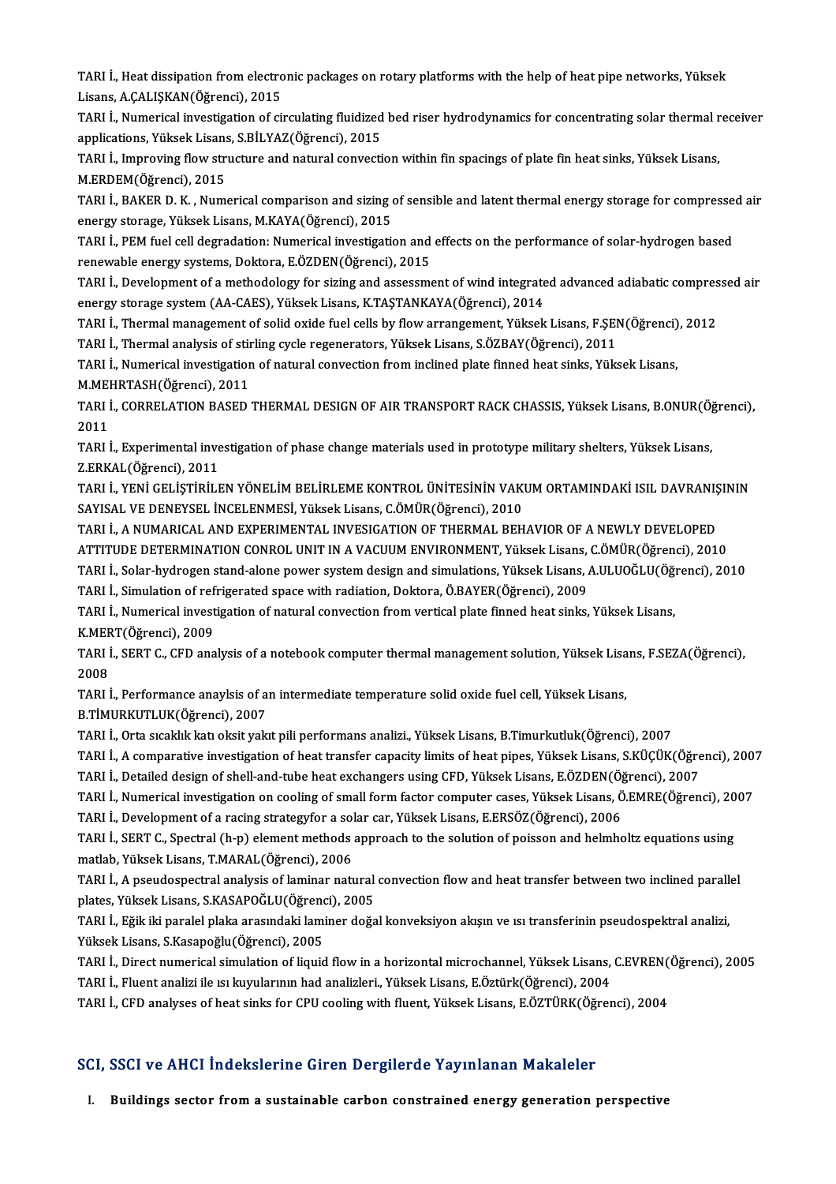TARI İ., Heat dissipation from electronic packages on rotary platforms with the help of heat pipe networks, Yüksek Lisans, A.ÇALIŞKAN(Öğrenci), 2015

TARI İ., Numerical investigation of circulating fluidized bed riser hydrodynamics for concentrating solar thermal receiver applications, Yüksek Lisans, S.BİLYAZ(Öğrenci), 2015

TARI İ., Improving flow structure and natural convection within fin spacings of plate fin heat sinks, Yüksek Lisans, M.ERDEM(Öğrenci), 2015

TARI İ., BAKER D. K. , Numerical comparison and sizing of sensible and latent thermal energy storage for compressed air energy storage, Yüksek Lisans, M.KAYA(Öğrenci), 2015

TARI İ., PEM fuel cell degradation: Numerical investigation and effects on the performance of solar-hydrogen based renewable energy systems, Doktora, E.ÖZDEN(Öğrenci), 2015

TARI İ., Development of a methodology for sizing and assessment of wind integrated advanced adiabatic compressed air energy storage system (AA-CAES), Yüksek Lisans, K.TAŞTANKAYA(Öğrenci), 2014

TARI İ., Thermal management of solid oxide fuel cells by flow arrangement, Yüksek Lisans, F.ŞEN(Öğrenci), 2012

TARI İ., Thermal analysis of stirling cycle regenerators, Yüksek Lisans, S.ÖZBAY(Öğrenci), 2011

TARI İ., Numerical investigation of natural convection from inclined plate finned heat sinks, Yüksek Lisans, M.MEHRTASH(Öğrenci), 2011

TARI İ., CORRELATION BASED THERMAL DESIGN OF AIR TRANSPORT RACK CHASSIS, Yüksek Lisans, B.ONUR(Öğrenci), 2011

TARI İ., Experimental investigation of phase change materials used in prototype military shelters, Yüksek Lisans, Z.ERKAL(Öğrenci), 2011

TARI İ., YENİ GELİŞTİRİLEN YÖNELİM BELİRLEME KONTROL ÜNİTESİNİN VAKUM ORTAMINDAKİ ISIL DAVRANIŞININ SAYISAL VE DENEYSEL İNCELENMESİ, Yüksek Lisans, C.ÖMÜR(Öğrenci), 2010

TARI İ., A NUMARICAL AND EXPERIMENTAL INVESIGATION OF THERMAL BEHAVIOR OF A NEWLY DEVELOPED ATTITUDE DETERMINATION CONROL UNIT IN A VACUUM ENVIRONMENT, Yüksek Lisans, C.ÖMÜR(Öğrenci), 2010

TARI İ., Solar-hydrogen stand-alone power system design and simulations, Yüksek Lisans, A.ULUOĞLU(Öğrenci), 2010

TARI İ., Simulation of refrigerated space with radiation, Doktora, Ö.BAYER(Öğrenci), 2009

TARI İ., Numerical investigation of natural convection from vertical plate finned heat sinks, Yüksek Lisans, K.MERT(Öğrenci), 2009

TARI İ., SERT C., CFD analysis of a notebook computer thermal management solution, Yüksek Lisans, F.SEZA(Öğrenci), 2008

TARI İ., Performance anaylsis of an intermediate temperature solid oxide fuel cell, Yüksek Lisans, B.TİMURKUTLUK(Öğrenci), 2007

TARI İ., Orta sıcaklık katı oksit yakıt pili performans analizi., Yüksek Lisans, B.Timurkutluk(Öğrenci), 2007

TARI İ., A comparative investigation of heat transfer capacity limits of heat pipes, Yüksek Lisans, S.KÜÇÜK(Öğrenci), 2007

TARI İ., Detailed design of shell-and-tube heat exchangers using CFD, Yüksek Lisans, E.ÖZDEN(Öğrenci), 2007

TARI İ., Numerical investigation on cooling of small form factor computer cases, Yüksek Lisans, Ö.EMRE(Öğrenci), 2007

TARI İ., Development of a racing strategyfor a solar car, Yüksek Lisans, E.ERSÖZ(Öğrenci), 2006

TARI İ., SERT C., Spectral (h-p) element methods approach to the solution of poisson and helmholtz equations using matlab, Yüksek Lisans, T.MARAL(Öğrenci), 2006

TARI İ., A pseudospectral analysis of laminar natural convection flow and heat transfer between two inclined parallel plates, Yüksek Lisans, S.KASAPOĞLU(Öğrenci), 2005

TARI İ., Eğik iki paralel plaka arasındaki laminer doğal konveksiyon akışın ve ısı transferinin pseudospektral analizi, Yüksek Lisans, S.Kasapoğlu(Öğrenci), 2005

TARI İ., Direct numerical simulation of liquid flow in a horizontal microchannel, Yüksek Lisans, C.EVREN(Öğrenci), 2005

TARI İ., Fluent analizi ile ısı kuyularının had analizleri., Yüksek Lisans, E.Öztürk(Öğrenci), 2004

TARI İ., CFD analyses of heat sinks for CPU cooling with fluent, Yüksek Lisans, E.ÖZTÜRK(Öğrenci), 2004

## SCI, SSCI ve AHCI İndekslerine Giren Dergilerde Yayınlanan Makaleler

I. **Buildings sector from a sustainable carbon constrained energy generation perspective**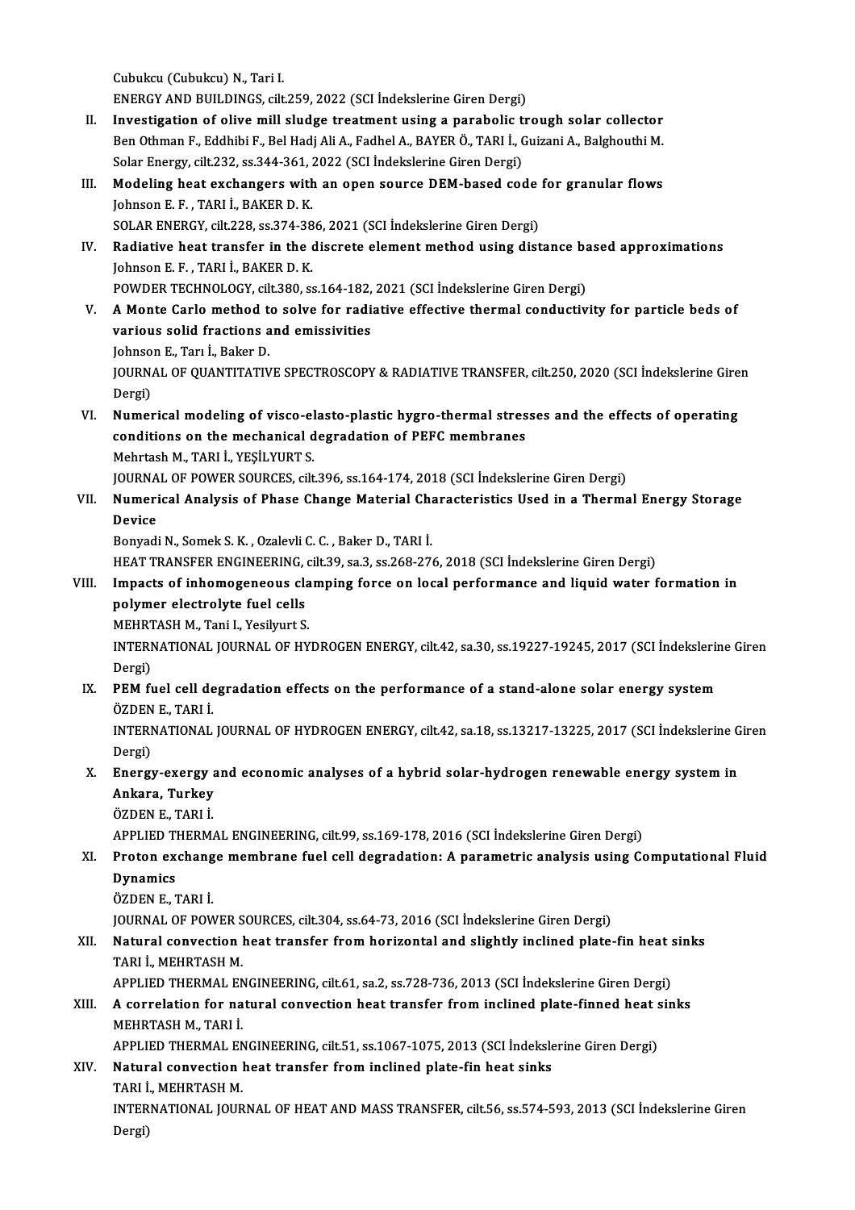Cubukcu (Cubukcu) N., Tari I.
ENERGY AND BUILDINGS, cilt.259, 2022 (SCI İndekslerine Giren Dergi)

II. **Investigation of olive mill sludge treatment using a parabolic trough solar collector**
Ben Othman F., Eddhibi F., Bel Hadj Ali A., Fadhel A., BAYER Ö., TARI İ., Guizani A., Balghouthi M.
Solar Energy, cilt.232, ss.344-361, 2022 (SCI İndekslerine Giren Dergi)

III. **Modeling heat exchangers with an open source DEM-based code for granular flows**
Johnson E. F. , TARI İ., BAKER D. K.
SOLAR ENERGY, cilt.228, ss.374-386, 2021 (SCI İndekslerine Giren Dergi)

IV. **Radiative heat transfer in the discrete element method using distance based approximations**
Johnson E. F. , TARI İ., BAKER D. K.
POWDER TECHNOLOGY, cilt.380, ss.164-182, 2021 (SCI İndekslerine Giren Dergi)

V. **A Monte Carlo method to solve for radiative effective thermal conductivity for particle beds of various solid fractions and emissivities**
Johnson E., Tarı İ., Baker D.
JOURNAL OF QUANTITATIVE SPECTROSCOPY & RADIATIVE TRANSFER, cilt.250, 2020 (SCI İndekslerine Giren Dergi)

VI. **Numerical modeling of visco-elasto-plastic hygro-thermal stresses and the effects of operating conditions on the mechanical degradation of PEFC membranes**
Mehrtash M., TARI İ., YEŞİLYURT S.
JOURNAL OF POWER SOURCES, cilt.396, ss.164-174, 2018 (SCI İndekslerine Giren Dergi)

VII. **Numerical Analysis of Phase Change Material Characteristics Used in a Thermal Energy Storage Device**
Bonyadi N., Somek S. K. , Ozalevli C. C. , Baker D., TARI İ.
HEAT TRANSFER ENGINEERING, cilt.39, sa.3, ss.268-276, 2018 (SCI İndekslerine Giren Dergi)

VIII. **Impacts of inhomogeneous clamping force on local performance and liquid water formation in polymer electrolyte fuel cells**
MEHRTASH M., Tani I., Yesilyurt S.
INTERNATIONAL JOURNAL OF HYDROGEN ENERGY, cilt.42, sa.30, ss.19227-19245, 2017 (SCI İndekslerine Giren Dergi)

IX. **PEM fuel cell degradation effects on the performance of a stand-alone solar energy system**
ÖZDEN E., TARI İ.
INTERNATIONAL JOURNAL OF HYDROGEN ENERGY, cilt.42, sa.18, ss.13217-13225, 2017 (SCI İndekslerine Giren Dergi)

X. **Energy-exergy and economic analyses of a hybrid solar-hydrogen renewable energy system in Ankara, Turkey**
ÖZDEN E., TARI İ.
APPLIED THERMAL ENGINEERING, cilt.99, ss.169-178, 2016 (SCI İndekslerine Giren Dergi)

XI. **Proton exchange membrane fuel cell degradation: A parametric analysis using Computational Fluid Dynamics**
ÖZDEN E., TARI İ.
JOURNAL OF POWER SOURCES, cilt.304, ss.64-73, 2016 (SCI İndekslerine Giren Dergi)

XII. **Natural convection heat transfer from horizontal and slightly inclined plate-fin heat sinks**
TARI İ., MEHRTASH M.
APPLIED THERMAL ENGINEERING, cilt.61, sa.2, ss.728-736, 2013 (SCI İndekslerine Giren Dergi)

XIII. **A correlation for natural convection heat transfer from inclined plate-finned heat sinks**
MEHRTASH M., TARI İ.
APPLIED THERMAL ENGINEERING, cilt.51, ss.1067-1075, 2013 (SCI İndekslerine Giren Dergi)

XIV. **Natural convection heat transfer from inclined plate-fin heat sinks**
TARI İ., MEHRTASH M.
INTERNATIONAL JOURNAL OF HEAT AND MASS TRANSFER, cilt.56, ss.574-593, 2013 (SCI İndekslerine Giren Dergi)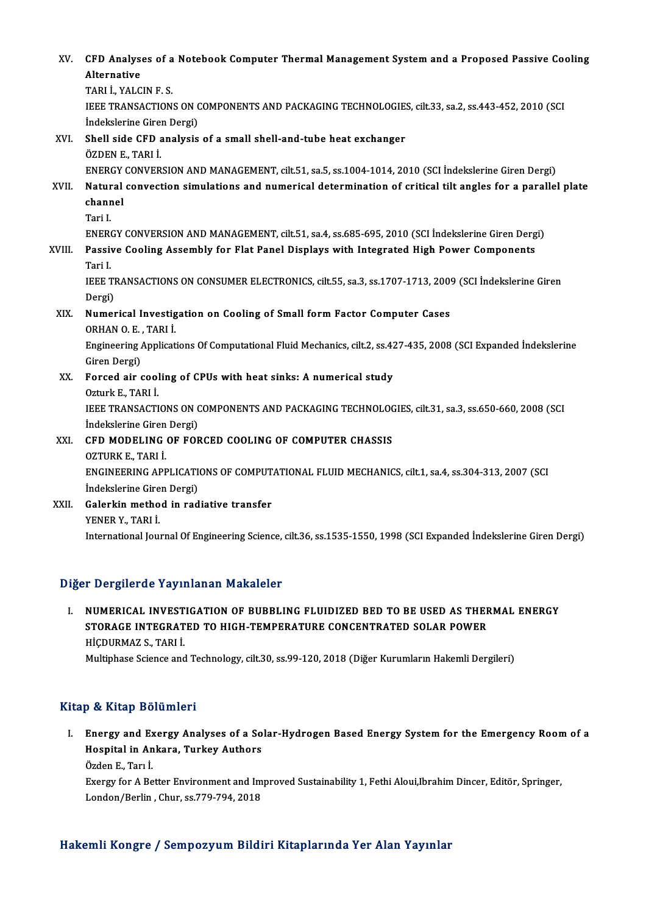XV. **CFD Analyses of a Notebook Computer Thermal Management System and a Proposed Passive Cooling Alternative**
TARI İ., YALCIN F. S.
IEEE TRANSACTIONS ON COMPONENTS AND PACKAGING TECHNOLOGIES, cilt.33, sa.2, ss.443-452, 2010 (SCI İndekslerine Giren Dergi)

XVI. **Shell side CFD analysis of a small shell-and-tube heat exchanger**
ÖZDEN E., TARI İ.
ENERGY CONVERSION AND MANAGEMENT, cilt.51, sa.5, ss.1004-1014, 2010 (SCI İndekslerine Giren Dergi)

XVII. **Natural convection simulations and numerical determination of critical tilt angles for a parallel plate channel**
Tari I.
ENERGY CONVERSION AND MANAGEMENT, cilt.51, sa.4, ss.685-695, 2010 (SCI İndekslerine Giren Dergi)

XVIII. **Passive Cooling Assembly for Flat Panel Displays with Integrated High Power Components**
Tari I.
IEEE TRANSACTIONS ON CONSUMER ELECTRONICS, cilt.55, sa.3, ss.1707-1713, 2009 (SCI İndekslerine Giren Dergi)

XIX. **Numerical Investigation on Cooling of Small form Factor Computer Cases**
ORHAN O. E. , TARI İ.
Engineering Applications Of Computational Fluid Mechanics, cilt.2, ss.427-435, 2008 (SCI Expanded İndekslerine Giren Dergi)

XX. **Forced air cooling of CPUs with heat sinks: A numerical study**
Ozturk E., TARI İ.
IEEE TRANSACTIONS ON COMPONENTS AND PACKAGING TECHNOLOGIES, cilt.31, sa.3, ss.650-660, 2008 (SCI İndekslerine Giren Dergi)

XXI. **CFD MODELING OF FORCED COOLING OF COMPUTER CHASSIS**
OZTURK E., TARI İ.
ENGINEERING APPLICATIONS OF COMPUTATIONAL FLUID MECHANICS, cilt.1, sa.4, ss.304-313, 2007 (SCI İndekslerine Giren Dergi)

XXII. **Galerkin method in radiative transfer**
YENER Y., TARI İ.
International Journal Of Engineering Science, cilt.36, ss.1535-1550, 1998 (SCI Expanded İndekslerine Giren Dergi)

## Diğer Dergilerde Yayınlanan Makaleler

I. **NUMERICAL INVESTIGATION OF BUBBLING FLUIDIZED BED TO BE USED AS THERMAL ENERGY STORAGE INTEGRATED TO HIGH-TEMPERATURE CONCENTRATED SOLAR POWER**
HİÇDURMAZ S., TARI İ.
Multiphase Science and Technology, cilt.30, ss.99-120, 2018 (Diğer Kurumların Hakemli Dergileri)

## Kitap & Kitap Bölümleri

I. **Energy and Exergy Analyses of a Solar-Hydrogen Based Energy System for the Emergency Room of a Hospital in Ankara, Turkey Authors**
Özden E., Tarı İ.
Exergy for A Better Environment and Improved Sustainability 1, Fethi Aloui,Ibrahim Dincer, Editör, Springer, London/Berlin , Chur, ss.779-794, 2018

## Hakemli Kongre / Sempozyum Bildiri Kitaplarında Yer Alan Yayınlar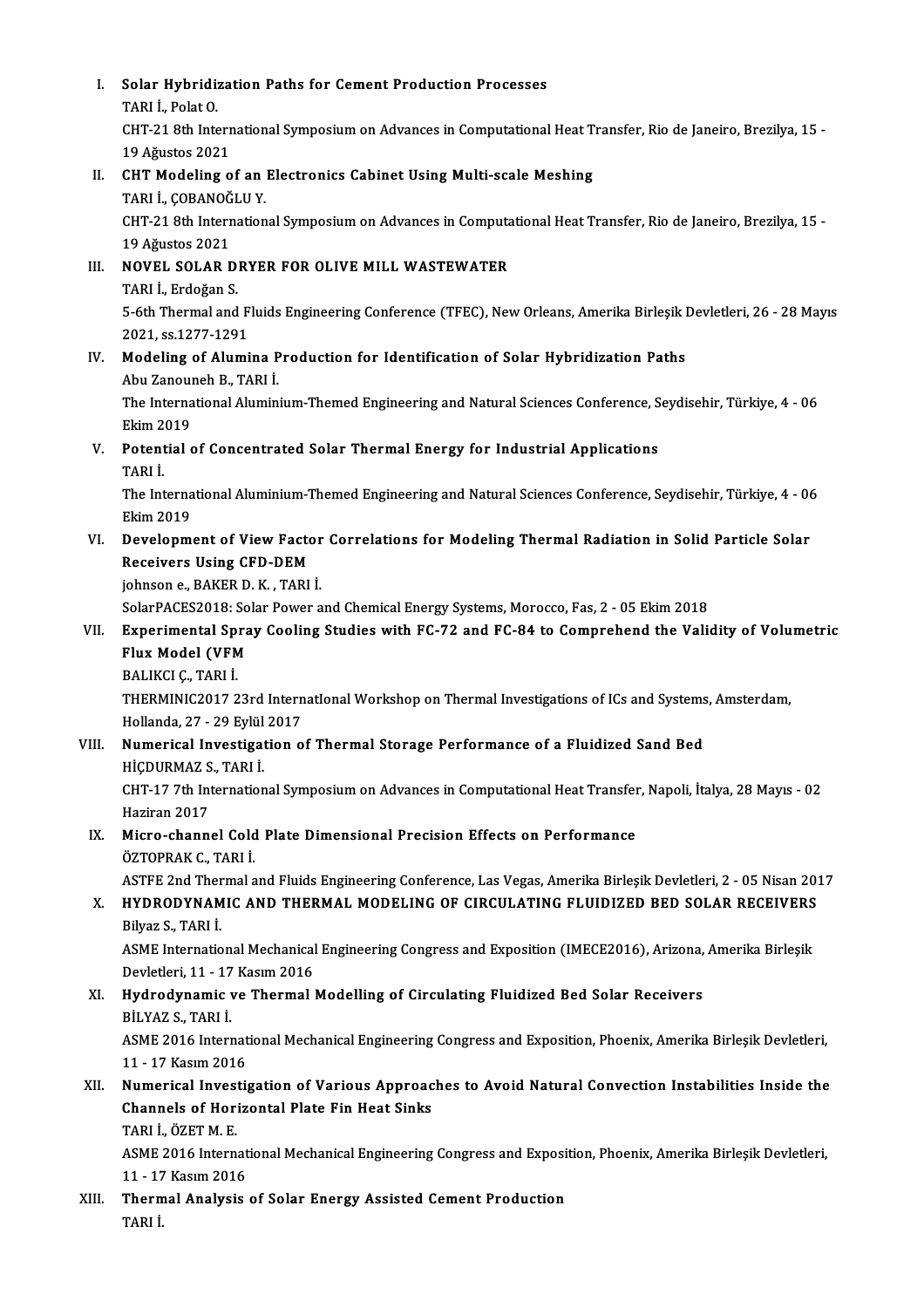I. **Solar Hybridization Paths for Cement Production Processes**
   TARI İ., Polat O.
   CHT-21 8th International Symposium on Advances in Computational Heat Transfer, Rio de Janeiro, Brezilya, 15 - 19 Ağustos 2021

II. **CHT Modeling of an Electronics Cabinet Using Multi-scale Meshing**
   TARI İ., ÇOBANOĞLU Y.
   CHT-21 8th International Symposium on Advances in Computational Heat Transfer, Rio de Janeiro, Brezilya, 15 - 19 Ağustos 2021

III. **NOVEL SOLAR DRYER FOR OLIVE MILL WASTEWATER**
   TARI İ., Erdoğan S.
   5-6th Thermal and Fluids Engineering Conference (TFEC), New Orleans, Amerika Birleşik Devletleri, 26 - 28 Mayıs 2021, ss.1277-1291

IV. **Modeling of Alumina Production for Identification of Solar Hybridization Paths**
   Abu Zanouneh B., TARI İ.
   The International Aluminium-Themed Engineering and Natural Sciences Conference, Seydisehir, Türkiye, 4 - 06 Ekim 2019

V. **Potential of Concentrated Solar Thermal Energy for Industrial Applications**
   TARI İ.
   The International Aluminium-Themed Engineering and Natural Sciences Conference, Seydisehir, Türkiye, 4 - 06 Ekim 2019

VI. **Development of View Factor Correlations for Modeling Thermal Radiation in Solid Particle Solar Receivers Using CFD-DEM**
   johnson e., BAKER D. K. , TARI İ.
   SolarPACES2018: Solar Power and Chemical Energy Systems, Morocco, Fas, 2 - 05 Ekim 2018

VII. **Experimental Spray Cooling Studies with FC-72 and FC-84 to Comprehend the Validity of Volumetric Flux Model (VFM**
   BALIKCI Ç., TARI İ.
   THERMINIC2017 23rd InternatIonal Workshop on Thermal Investigations of ICs and Systems, Amsterdam, Hollanda, 27 - 29 Eylül 2017

VIII. **Numerical Investigation of Thermal Storage Performance of a Fluidized Sand Bed**
   HİÇDURMAZ S., TARI İ.
   CHT-17 7th International Symposium on Advances in Computational Heat Transfer, Napoli, İtalya, 28 Mayıs - 02 Haziran 2017

IX. **Micro-channel Cold Plate Dimensional Precision Effects on Performance**
   ÖZTOPRAK C., TARI İ.
   ASTFE 2nd Thermal and Fluids Engineering Conference, Las Vegas, Amerika Birleşik Devletleri, 2 - 05 Nisan 2017

X. **HYDRODYNAMIC AND THERMAL MODELING OF CIRCULATING FLUIDIZED BED SOLAR RECEIVERS**
   Bilyaz S., TARI İ.
   ASME International Mechanical Engineering Congress and Exposition (IMECE2016), Arizona, Amerika Birleşik Devletleri, 11 - 17 Kasım 2016

XI. **Hydrodynamic ve Thermal Modelling of Circulating Fluidized Bed Solar Receivers**
   BİLYAZ S., TARI İ.
   ASME 2016 International Mechanical Engineering Congress and Exposition, Phoenix, Amerika Birleşik Devletleri, 11 - 17 Kasım 2016

XII. **Numerical Investigation of Various Approaches to Avoid Natural Convection Instabilities Inside the Channels of Horizontal Plate Fin Heat Sinks**
   TARI İ., ÖZET M. E.
   ASME 2016 International Mechanical Engineering Congress and Exposition, Phoenix, Amerika Birleşik Devletleri, 11 - 17 Kasım 2016

XIII. **Thermal Analysis of Solar Energy Assisted Cement Production**
   TARI İ.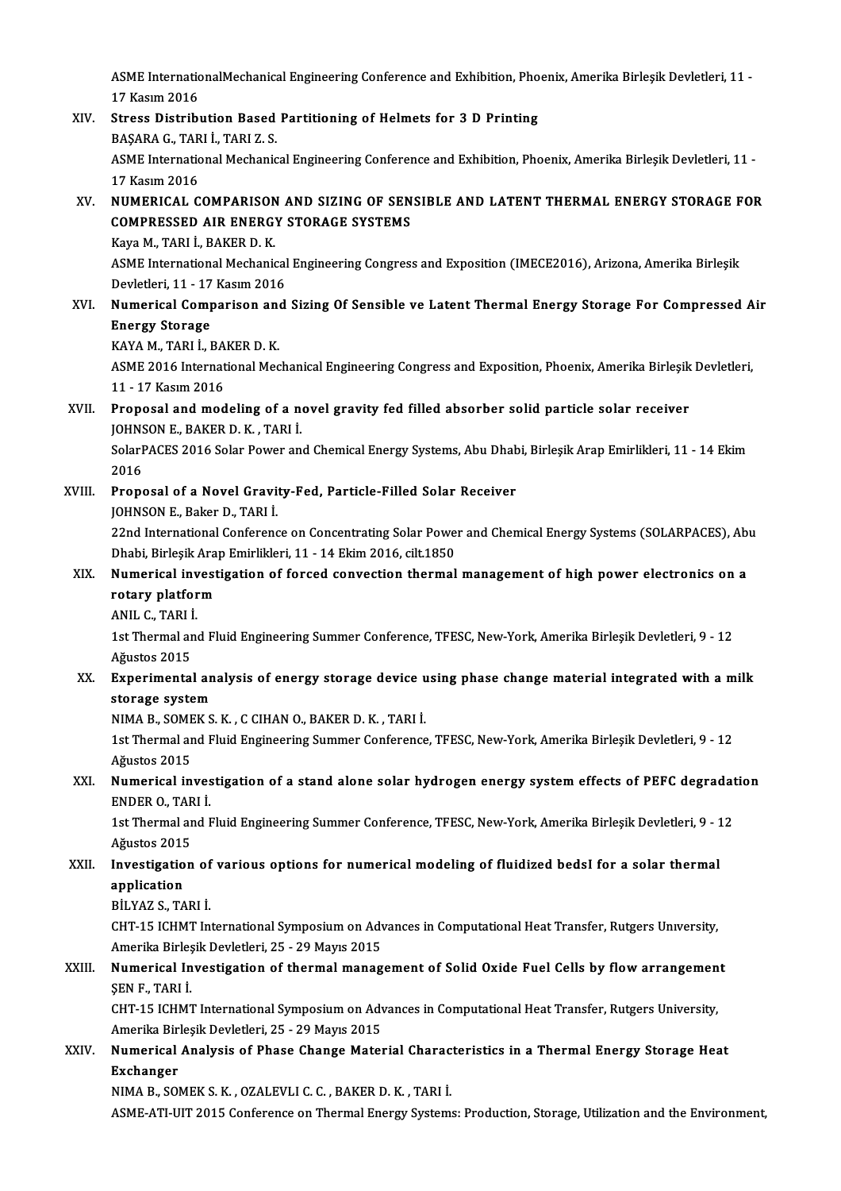ASME InternationalMechanical Engineering Conference and Exhibition, Phoenix, Amerika Birleşik Devletleri, 11 - 17 Kasım 2016

XIV. **Stress Distribution Based Partitioning of Helmets for 3 D Printing**
BAŞARA G., TARI İ., TARI Z. S.
ASME International Mechanical Engineering Conference and Exhibition, Phoenix, Amerika Birleşik Devletleri, 11 - 17 Kasım 2016

XV. **NUMERICAL COMPARISON AND SIZING OF SENSIBLE AND LATENT THERMAL ENERGY STORAGE FOR COMPRESSED AIR ENERGY STORAGE SYSTEMS**
Kaya M., TARI İ., BAKER D. K.
ASME International Mechanical Engineering Congress and Exposition (IMECE2016), Arizona, Amerika Birleşik Devletleri, 11 - 17 Kasım 2016

XVI. **Numerical Comparison and Sizing Of Sensible ve Latent Thermal Energy Storage For Compressed Air Energy Storage**
KAYA M., TARI İ., BAKER D. K.
ASME 2016 International Mechanical Engineering Congress and Exposition, Phoenix, Amerika Birleşik Devletleri, 11 - 17 Kasım 2016

XVII. **Proposal and modeling of a novel gravity fed filled absorber solid particle solar receiver**
JOHNSON E., BAKER D. K. , TARI İ.
SolarPACES 2016 Solar Power and Chemical Energy Systems, Abu Dhabi, Birleşik Arap Emirlikleri, 11 - 14 Ekim 2016

XVIII. **Proposal of a Novel Gravity-Fed, Particle-Filled Solar Receiver**
JOHNSON E., Baker D., TARI İ.
22nd International Conference on Concentrating Solar Power and Chemical Energy Systems (SOLARPACES), Abu Dhabi, Birleşik Arap Emirlikleri, 11 - 14 Ekim 2016, cilt.1850

XIX. **Numerical investigation of forced convection thermal management of high power electronics on a rotary platform**
ANIL C., TARI İ.
1st Thermal and Fluid Engineering Summer Conference, TFESC, New-York, Amerika Birleşik Devletleri, 9 - 12 Ağustos 2015

XX. **Experimental analysis of energy storage device using phase change material integrated with a milk storage system**
NIMA B., SOMEK S. K. , C CIHAN O., BAKER D. K. , TARI İ.
1st Thermal and Fluid Engineering Summer Conference, TFESC, New-York, Amerika Birleşik Devletleri, 9 - 12 Ağustos 2015

XXI. **Numerical investigation of a stand alone solar hydrogen energy system effects of PEFC degradation**
ENDER O., TARI İ.
1st Thermal and Fluid Engineering Summer Conference, TFESC, New-York, Amerika Birleşik Devletleri, 9 - 12 Ağustos 2015

XXII. **Investigation of various options for numerical modeling of fluidized bedsI for a solar thermal application**
BİLYAZ S., TARI İ.
CHT-15 ICHMT International Symposium on Advances in Computational Heat Transfer, Rutgers Unıversity, Amerika Birleşik Devletleri, 25 - 29 Mayıs 2015

XXIII. **Numerical Investigation of thermal management of Solid Oxide Fuel Cells by flow arrangement**
ŞEN F., TARI İ.
CHT-15 ICHMT International Symposium on Advances in Computational Heat Transfer, Rutgers University, Amerika Birleşik Devletleri, 25 - 29 Mayıs 2015

XXIV. **Numerical Analysis of Phase Change Material Characteristics in a Thermal Energy Storage Heat Exchanger**
NIMA B., SOMEK S. K. , OZALEVLI C. C. , BAKER D. K. , TARI İ.
ASME-ATI-UIT 2015 Conference on Thermal Energy Systems: Production, Storage, Utilization and the Environment,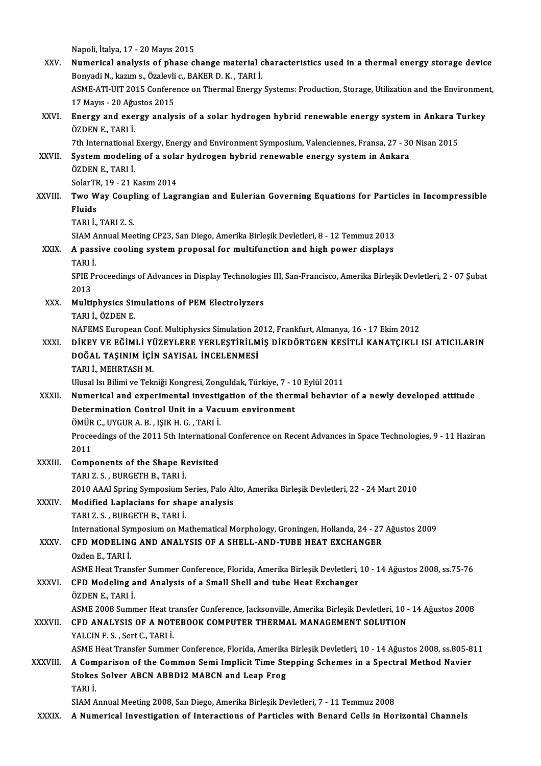Napoli, İtalya, 17 - 20 Mayıs 2015

XXV. **Numerical analysis of phase change material characteristics used in a thermal energy storage device**
Bonyadi N., kazım s., Özalevli c., BAKER D. K. , TARI İ.
ASME-ATI-UIT 2015 Conference on Thermal Energy Systems: Production, Storage, Utilization and the Environment, 17 Mayıs - 20 Ağustos 2015

XXVI. **Energy and exergy analysis of a solar hydrogen hybrid renewable energy system in Ankara Turkey**
ÖZDEN E., TARI İ.
7th International Exergy, Energy and Environment Symposium, Valenciennes, Fransa, 27 - 30 Nisan 2015

XXVII. **System modeling of a solar hydrogen hybrid renewable energy system in Ankara**
ÖZDEN E., TARI İ.
SolarTR, 19 - 21 Kasım 2014

XXVIII. **Two Way Coupling of Lagrangian and Eulerian Governing Equations for Particles in Incompressible Fluids**
TARI İ., TARI Z. S.
SIAM Annual Meeting CP23, San Diego, Amerika Birleşik Devletleri, 8 - 12 Temmuz 2013

XXIX. **A passive cooling system proposal for multifunction and high power displays**
TARI İ.
SPIE Proceedings of Advances in Display Technologies III, San-Francisco, Amerika Birleşik Devletleri, 2 - 07 Şubat 2013

XXX. **Multiphysics Simulations of PEM Electrolyzers**
TARI İ., ÖZDEN E.
NAFEMS European Conf. Multiphysics Simulation 2012, Frankfurt, Almanya, 16 - 17 Ekim 2012

XXXI. **DİKEY VE EĞİMLİ YÜZEYLERE YERLEŞTİRİLMİŞ DİKDÖRTGEN KESİTLİ KANATÇIKLI ISI ATICILARIN DOĞAL TAŞINIM İÇİN SAYISAL İNCELENMESİ**
TARI İ., MEHRTASH M.
Ulusal Isı Bilimi ve Tekniği Kongresi, Zonguldak, Türkiye, 7 - 10 Eylül 2011

XXXII. **Numerical and experimental investigation of the thermal behavior of a newly developed attitude Determination Control Unit in a Vacuum environment**
ÖMÜR C., UYGUR A. B. , IŞIK H. G. , TARI İ.
Proceedings of the 2011 5th International Conference on Recent Advances in Space Technologies, 9 - 11 Haziran 2011

XXXIII. **Components of the Shape Revisited**
TARI Z. S. , BURGETH B., TARI İ.
2010 AAAI Spring Symposium Series, Palo Alto, Amerika Birleşik Devletleri, 22 - 24 Mart 2010

XXXIV. **Modified Laplacians for shape analysis**
TARI Z. S. , BURGETH B., TARI İ.
International Symposium on Mathematical Morphology, Groningen, Hollanda, 24 - 27 Ağustos 2009

XXXV. **CFD MODELING AND ANALYSIS OF A SHELL-AND-TUBE HEAT EXCHANGER**
Ozden E., TARI İ.
ASME Heat Transfer Summer Conference, Florida, Amerika Birleşik Devletleri, 10 - 14 Ağustos 2008, ss.75-76

XXXVI. **CFD Modeling and Analysis of a Small Shell and tube Heat Exchanger**
ÖZDEN E., TARI İ.
ASME 2008 Summer Heat transfer Conference, Jacksonville, Amerika Birleşik Devletleri, 10 - 14 Ağustos 2008

XXXVII. **CFD ANALYSIS OF A NOTEBOOK COMPUTER THERMAL MANAGEMENT SOLUTION**
YALCIN F. S. , Sert C., TARI İ.
ASME Heat Transfer Summer Conference, Florida, Amerika Birleşik Devletleri, 10 - 14 Ağustos 2008, ss.805-811

XXXVIII. **A Comparison of the Common Semi Implicit Time Stepping Schemes in a Spectral Method Navier Stokes Solver ABCN ABBDI2 MABCN and Leap Frog**
TARI İ.
SIAM Annual Meeting 2008, San Diego, Amerika Birleşik Devletleri, 7 - 11 Temmuz 2008

XXXIX. **A Numerical Investigation of Interactions of Particles with Benard Cells in Horizontal Channels**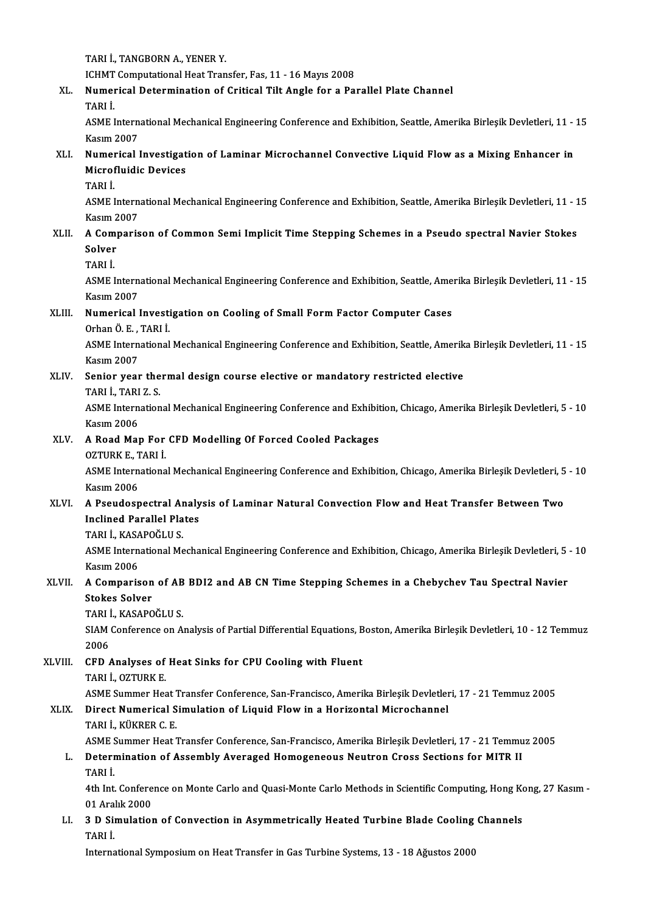TARI İ., TANGBORN A., YENER Y.
ICHMT Computational Heat Transfer, Fas, 11 - 16 Mayıs 2008

XL. **Numerical Determination of Critical Tilt Angle for a Parallel Plate Channel**
TARI İ.
ASME International Mechanical Engineering Conference and Exhibition, Seattle, Amerika Birleşik Devletleri, 11 - 15 Kasım 2007

XLI. **Numerical Investigation of Laminar Microchannel Convective Liquid Flow as a Mixing Enhancer in Microfluidic Devices**
TARI İ.
ASME International Mechanical Engineering Conference and Exhibition, Seattle, Amerika Birleşik Devletleri, 11 - 15 Kasım 2007

XLII. **A Comparison of Common Semi Implicit Time Stepping Schemes in a Pseudo spectral Navier Stokes Solver**
TARI İ.
ASME International Mechanical Engineering Conference and Exhibition, Seattle, Amerika Birleşik Devletleri, 11 - 15 Kasım 2007

XLIII. **Numerical Investigation on Cooling of Small Form Factor Computer Cases**
Orhan Ö. E. , TARI İ.
ASME International Mechanical Engineering Conference and Exhibition, Seattle, Amerika Birleşik Devletleri, 11 - 15 Kasım 2007

XLIV. **Senior year thermal design course elective or mandatory restricted elective**
TARI İ., TARI Z. S.
ASME International Mechanical Engineering Conference and Exhibition, Chicago, Amerika Birleşik Devletleri, 5 - 10 Kasım 2006

XLV. **A Road Map For CFD Modelling Of Forced Cooled Packages**
OZTURK E., TARI İ.
ASME International Mechanical Engineering Conference and Exhibition, Chicago, Amerika Birleşik Devletleri, 5 - 10 Kasım 2006

XLVI. **A Pseudospectral Analysis of Laminar Natural Convection Flow and Heat Transfer Between Two Inclined Parallel Plates**
TARI İ., KASAPOĞLU S.
ASME International Mechanical Engineering Conference and Exhibition, Chicago, Amerika Birleşik Devletleri, 5 - 10 Kasım 2006

XLVII. **A Comparison of AB BDI2 and AB CN Time Stepping Schemes in a Chebychev Tau Spectral Navier Stokes Solver**
TARI İ., KASAPOĞLU S.
SIAM Conference on Analysis of Partial Differential Equations, Boston, Amerika Birleşik Devletleri, 10 - 12 Temmuz 2006

XLVIII. **CFD Analyses of Heat Sinks for CPU Cooling with Fluent**
TARI İ., OZTURK E.
ASME Summer Heat Transfer Conference, San-Francisco, Amerika Birleşik Devletleri, 17 - 21 Temmuz 2005

XLIX. **Direct Numerical Simulation of Liquid Flow in a Horizontal Microchannel**
TARI İ., KÜKRER C. E.
ASME Summer Heat Transfer Conference, San-Francisco, Amerika Birleşik Devletleri, 17 - 21 Temmuz 2005

L. **Determination of Assembly Averaged Homogeneous Neutron Cross Sections for MITR II**
TARI İ.
4th Int. Conference on Monte Carlo and Quasi-Monte Carlo Methods in Scientific Computing, Hong Kong, 27 Kasım - 01 Aralık 2000

LI. **3 D Simulation of Convection in Asymmetrically Heated Turbine Blade Cooling Channels**
TARI İ.
International Symposium on Heat Transfer in Gas Turbine Systems, 13 - 18 Ağustos 2000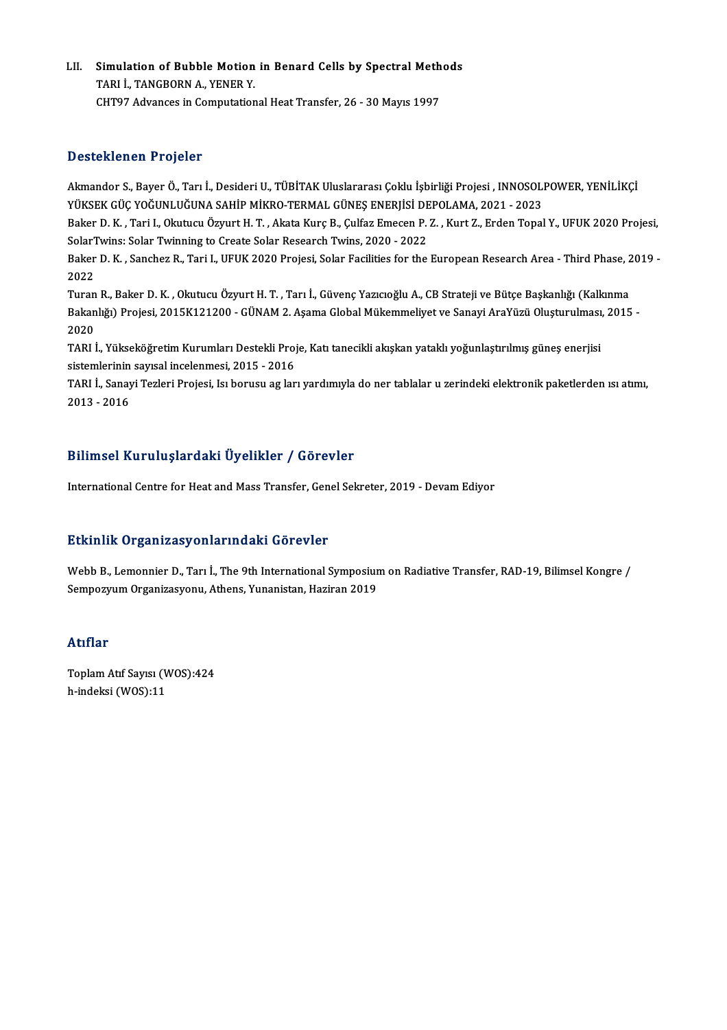LII. **Simulation of Bubble Motion in Benard Cells by Spectral Methods**
TARI İ., TANGBORN A., YENER Y.
CHT97 Advances in Computational Heat Transfer, 26 - 30 Mayıs 1997

## Desteklenen Projeler

Akmandor S., Bayer Ö., Tarı İ., Desideri U., TÜBİTAK Uluslararası Çoklu İşbirliği Projesi , INNOSOLPOWER, YENİLİKÇİ YÜKSEK GÜÇ YOĞUNLUĞUNA SAHİP MİKRO-TERMAL GÜNEŞ ENERJİSİ DEPOLAMA, 2021 - 2023

Baker D. K. , Tari I., Okutucu Özyurt H. T. , Akata Kurç B., Çulfaz Emecen P. Z. , Kurt Z., Erden Topal Y., UFUK 2020 Projesi, SolarTwins: Solar Twinning to Create Solar Research Twins, 2020 - 2022

Baker D. K. , Sanchez R., Tari I., UFUK 2020 Projesi, Solar Facilities for the European Research Area - Third Phase, 2019 - 2022

Turan R., Baker D. K. , Okutucu Özyurt H. T. , Tarı İ., Güvenç Yazıcıoğlu A., CB Strateji ve Bütçe Başkanlığı (Kalkınma Bakanlığı) Projesi, 2015K121200 - GÜNAM 2. Aşama Global Mükemmeliyet ve Sanayi AraYüzü Oluşturulması, 2015 - 2020

TARI İ., Yükseköğretim Kurumları Destekli Proje, Katı tanecikli akışkan yataklı yoğunlaştırılmış güneş enerjisi sistemlerinin sayısal incelenmesi, 2015 - 2016

TARI İ., Sanayi Tezleri Projesi, Isı borusu ag ları yardımıyla do ner tablalar u zerindeki elektronik paketlerden ısı atımı, 2013 - 2016

## Bilimsel Kuruluşlardaki Üyelikler / Görevler

International Centre for Heat and Mass Transfer, Genel Sekreter, 2019 - Devam Ediyor

## Etkinlik Organizasyonlarındaki Görevler

Webb B., Lemonnier D., Tarı İ., The 9th International Symposium on Radiative Transfer, RAD-19, Bilimsel Kongre / Sempozyum Organizasyonu, Athens, Yunanistan, Haziran 2019

## Atıflar

Toplam Atıf Sayısı (WOS):424
h-indeksi (WOS):11